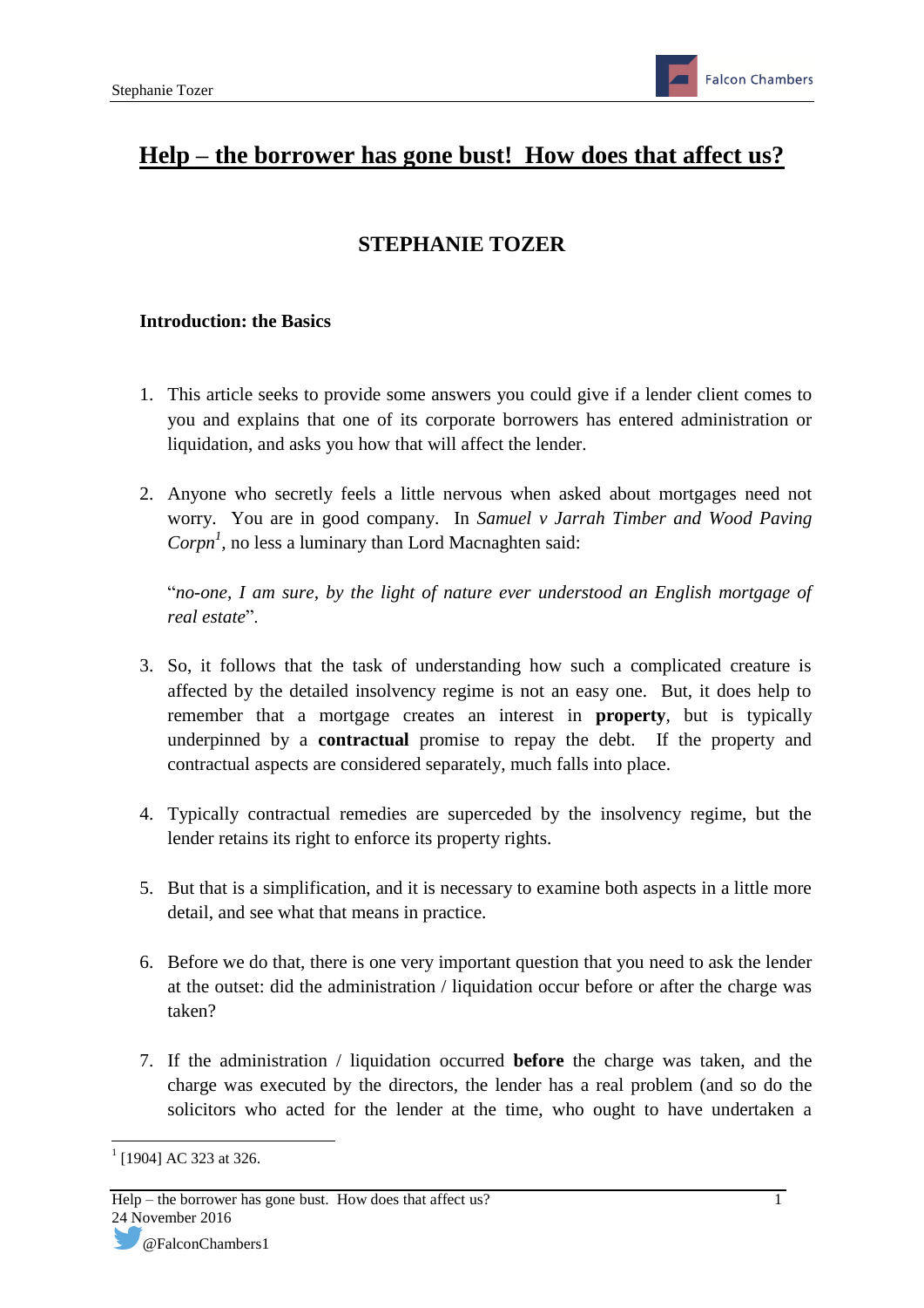# Help – the borrower has gone bust! How does that affect us?

## STEPHANIE TOZER

### Introduction: the Basics

1. This article seeks to provide some answers you could give if a lender client comes to you and explains that one of its corporate borrowers has entered administration or liquidation, and asks you how that will affect the lender.

2. Anyone who secretly feels a little nervous when asked about mortgages need not worry. You are in good company. In *Samuel v Jarrah Timber and Wood Paving Corpn*[1], no less a luminary than Lord Macnaghten said:

   "*no-one, I am sure, by the light of nature ever understood an English mortgage of real estate*".

3. So, it follows that the task of understanding how such a complicated creature is affected by the detailed insolvency regime is not an easy one. But, it does help to remember that a mortgage creates an interest in **property**, but is typically underpinned by a **contractual** promise to repay the debt. If the property and contractual aspects are considered separately, much falls into place.

4. Typically contractual remedies are superceded by the insolvency regime, but the lender retains its right to enforce its property rights.

5. But that is a simplification, and it is necessary to examine both aspects in a little more detail, and see what that means in practice.

6. Before we do that, there is one very important question that you need to ask the lender at the outset: did the administration / liquidation occur before or after the charge was taken?

7. If the administration / liquidation occurred **before** the charge was taken, and the charge was executed by the directors, the lender has a real problem (and so do the solicitors who acted for the lender at the time, who ought to have undertaken a

[1] [1904] AC 323 at 326.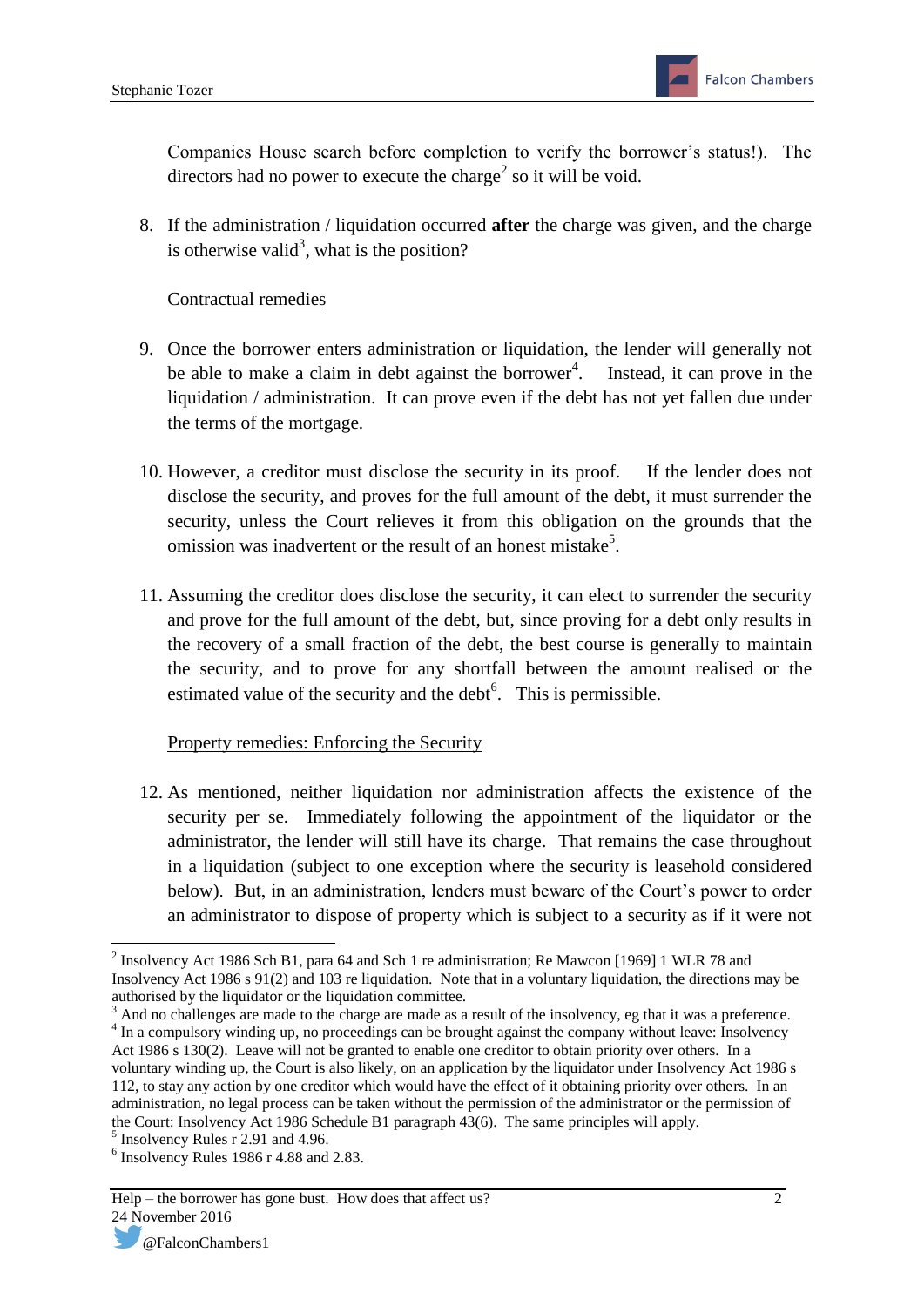Companies House search before completion to verify the borrower's status!). The directors had no power to execute the charge[2] so it will be void.

8. If the administration / liquidation occurred **after** the charge was given, and the charge is otherwise valid[3], what is the position?

Contractual remedies

9. Once the borrower enters administration or liquidation, the lender will generally not be able to make a claim in debt against the borrower[4]. Instead, it can prove in the liquidation / administration. It can prove even if the debt has not yet fallen due under the terms of the mortgage.

10. However, a creditor must disclose the security in its proof. If the lender does not disclose the security, and proves for the full amount of the debt, it must surrender the security, unless the Court relieves it from this obligation on the grounds that the omission was inadvertent or the result of an honest mistake[5].

11. Assuming the creditor does disclose the security, it can elect to surrender the security and prove for the full amount of the debt, but, since proving for a debt only results in the recovery of a small fraction of the debt, the best course is generally to maintain the security, and to prove for any shortfall between the amount realised or the estimated value of the security and the debt[6]. This is permissible.

Property remedies: Enforcing the Security

12. As mentioned, neither liquidation nor administration affects the existence of the security per se. Immediately following the appointment of the liquidator or the administrator, the lender will still have its charge. That remains the case throughout in a liquidation (subject to one exception where the security is leasehold considered below). But, in an administration, lenders must beware of the Court's power to order an administrator to dispose of property which is subject to a security as if it were not

---

[2] Insolvency Act 1986 Sch B1, para 64 and Sch 1 re administration; Re Mawcon [1969] 1 WLR 78 and Insolvency Act 1986 s 91(2) and 103 re liquidation. Note that in a voluntary liquidation, the directions may be authorised by the liquidator or the liquidation committee.

[3] And no challenges are made to the charge are made as a result of the insolvency, eg that it was a preference.

[4] In a compulsory winding up, no proceedings can be brought against the company without leave: Insolvency Act 1986 s 130(2). Leave will not be granted to enable one creditor to obtain priority over others. In a voluntary winding up, the Court is also likely, on an application by the liquidator under Insolvency Act 1986 s 112, to stay any action by one creditor which would have the effect of it obtaining priority over others. In an administration, no legal process can be taken without the permission of the administrator or the permission of the Court: Insolvency Act 1986 Schedule B1 paragraph 43(6). The same principles will apply.

[5] Insolvency Rules r 2.91 and 4.96.

[6] Insolvency Rules 1986 r 4.88 and 2.83.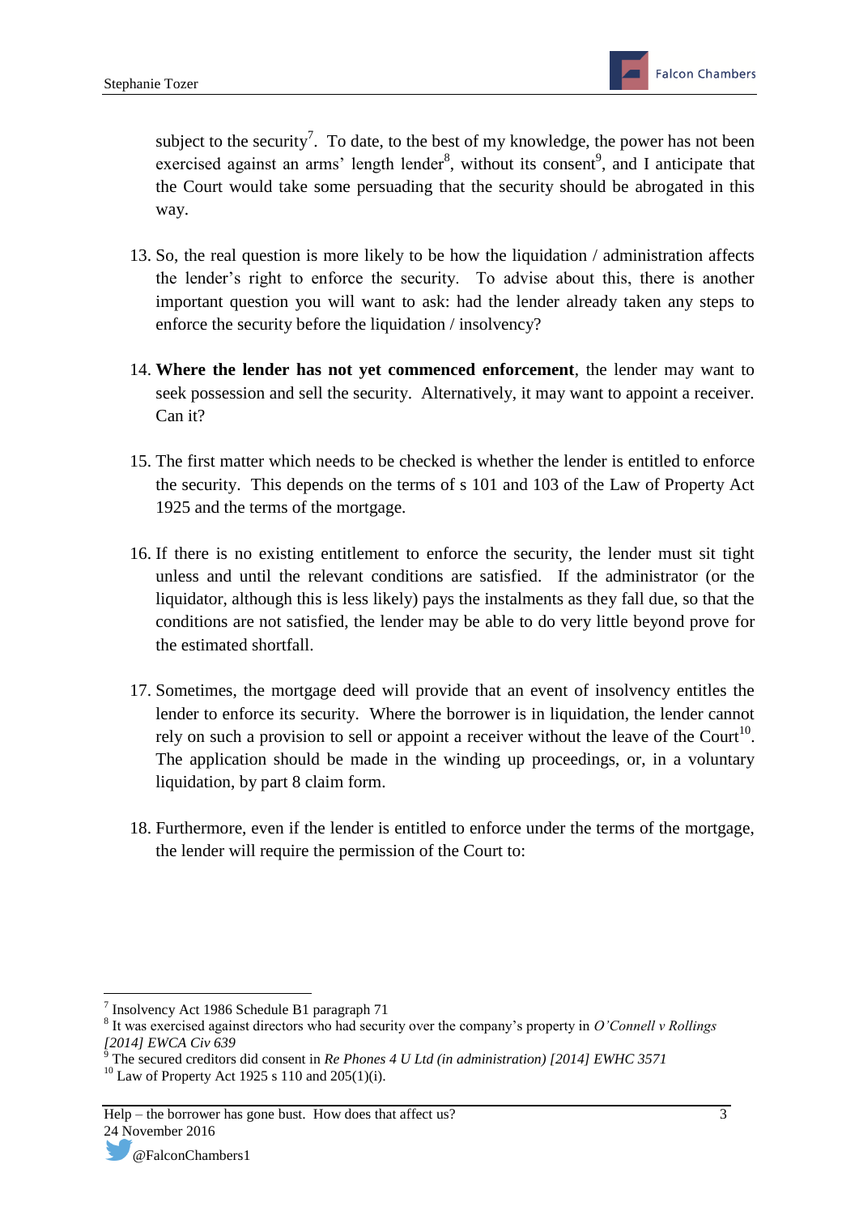subject to the security[7]. To date, to the best of my knowledge, the power has not been exercised against an arms' length lender[8], without its consent[9], and I anticipate that the Court would take some persuading that the security should be abrogated in this way.

13. So, the real question is more likely to be how the liquidation / administration affects the lender's right to enforce the security. To advise about this, there is another important question you will want to ask: had the lender already taken any steps to enforce the security before the liquidation / insolvency?

14. **Where the lender has not yet commenced enforcement**, the lender may want to seek possession and sell the security. Alternatively, it may want to appoint a receiver. Can it?

15. The first matter which needs to be checked is whether the lender is entitled to enforce the security. This depends on the terms of s 101 and 103 of the Law of Property Act 1925 and the terms of the mortgage.

16. If there is no existing entitlement to enforce the security, the lender must sit tight unless and until the relevant conditions are satisfied. If the administrator (or the liquidator, although this is less likely) pays the instalments as they fall due, so that the conditions are not satisfied, the lender may be able to do very little beyond prove for the estimated shortfall.

17. Sometimes, the mortgage deed will provide that an event of insolvency entitles the lender to enforce its security. Where the borrower is in liquidation, the lender cannot rely on such a provision to sell or appoint a receiver without the leave of the Court[10]. The application should be made in the winding up proceedings, or, in a voluntary liquidation, by part 8 claim form.

18. Furthermore, even if the lender is entitled to enforce under the terms of the mortgage, the lender will require the permission of the Court to:

---

[7] Insolvency Act 1986 Schedule B1 paragraph 71

[8] It was exercised against directors who had security over the company's property in *O'Connell v Rollings [2014] EWCA Civ 639*

[9] The secured creditors did consent in *Re Phones 4 U Ltd (in administration) [2014] EWHC 3571*

[10] Law of Property Act 1925 s 110 and 205(1)(i).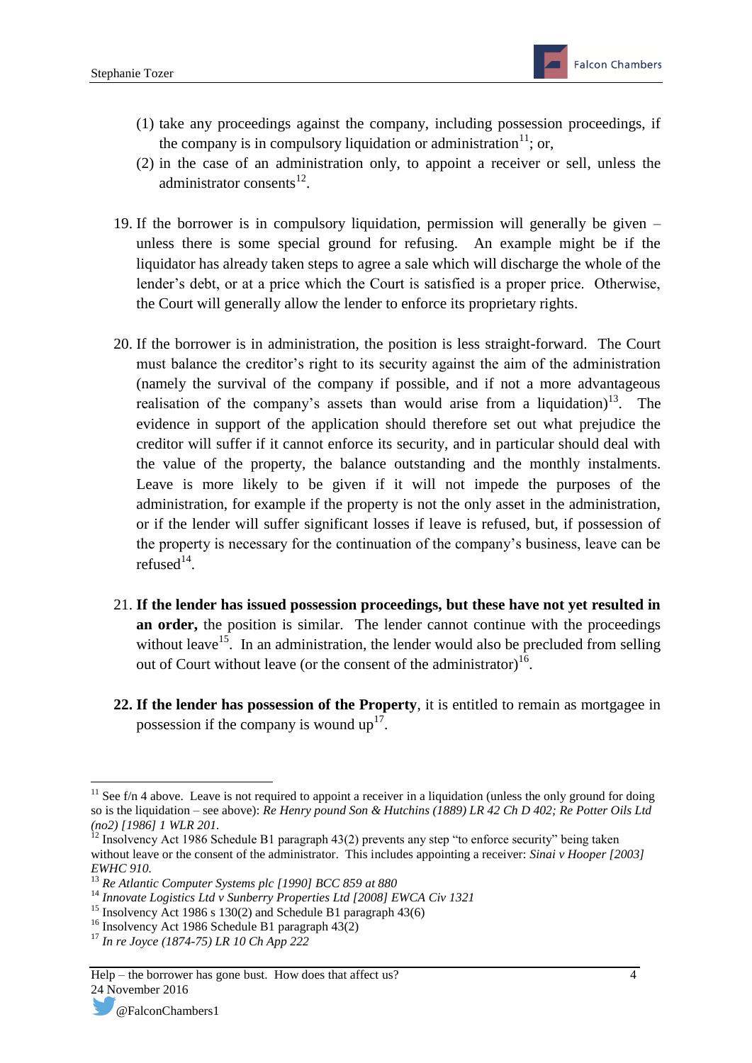(1) take any proceedings against the company, including possession proceedings, if the company is in compulsory liquidation or administration[11]; or,

(2) in the case of an administration only, to appoint a receiver or sell, unless the administrator consents[12].

19. If the borrower is in compulsory liquidation, permission will generally be given – unless there is some special ground for refusing. An example might be if the liquidator has already taken steps to agree a sale which will discharge the whole of the lender's debt, or at a price which the Court is satisfied is a proper price. Otherwise, the Court will generally allow the lender to enforce its proprietary rights.

20. If the borrower is in administration, the position is less straight-forward. The Court must balance the creditor's right to its security against the aim of the administration (namely the survival of the company if possible, and if not a more advantageous realisation of the company's assets than would arise from a liquidation)[13]. The evidence in support of the application should therefore set out what prejudice the creditor will suffer if it cannot enforce its security, and in particular should deal with the value of the property, the balance outstanding and the monthly instalments. Leave is more likely to be given if it will not impede the purposes of the administration, for example if the property is not the only asset in the administration, or if the lender will suffer significant losses if leave is refused, but, if possession of the property is necessary for the continuation of the company's business, leave can be refused[14].

21. **If the lender has issued possession proceedings, but these have not yet resulted in an order,** the position is similar. The lender cannot continue with the proceedings without leave[15]. In an administration, the lender would also be precluded from selling out of Court without leave (or the consent of the administrator)[16].

22. **If the lender has possession of the Property**, it is entitled to remain as mortgagee in possession if the company is wound up[17].

---

[11] See f/n 4 above. Leave is not required to appoint a receiver in a liquidation (unless the only ground for doing so is the liquidation – see above): *Re Henry pound Son & Hutchins (1889) LR 42 Ch D 402; Re Potter Oils Ltd (no2) [1986] 1 WLR 201.*

[12] Insolvency Act 1986 Schedule B1 paragraph 43(2) prevents any step "to enforce security" being taken without leave or the consent of the administrator. This includes appointing a receiver: *Sinai v Hooper [2003] EWHC 910.*

[13] *Re Atlantic Computer Systems plc [1990] BCC 859 at 880*

[14] *Innovate Logistics Ltd v Sunberry Properties Ltd [2008] EWCA Civ 1321*

[15] Insolvency Act 1986 s 130(2) and Schedule B1 paragraph 43(6)

[16] Insolvency Act 1986 Schedule B1 paragraph 43(2)

[17] *In re Joyce (1874-75) LR 10 Ch App 222*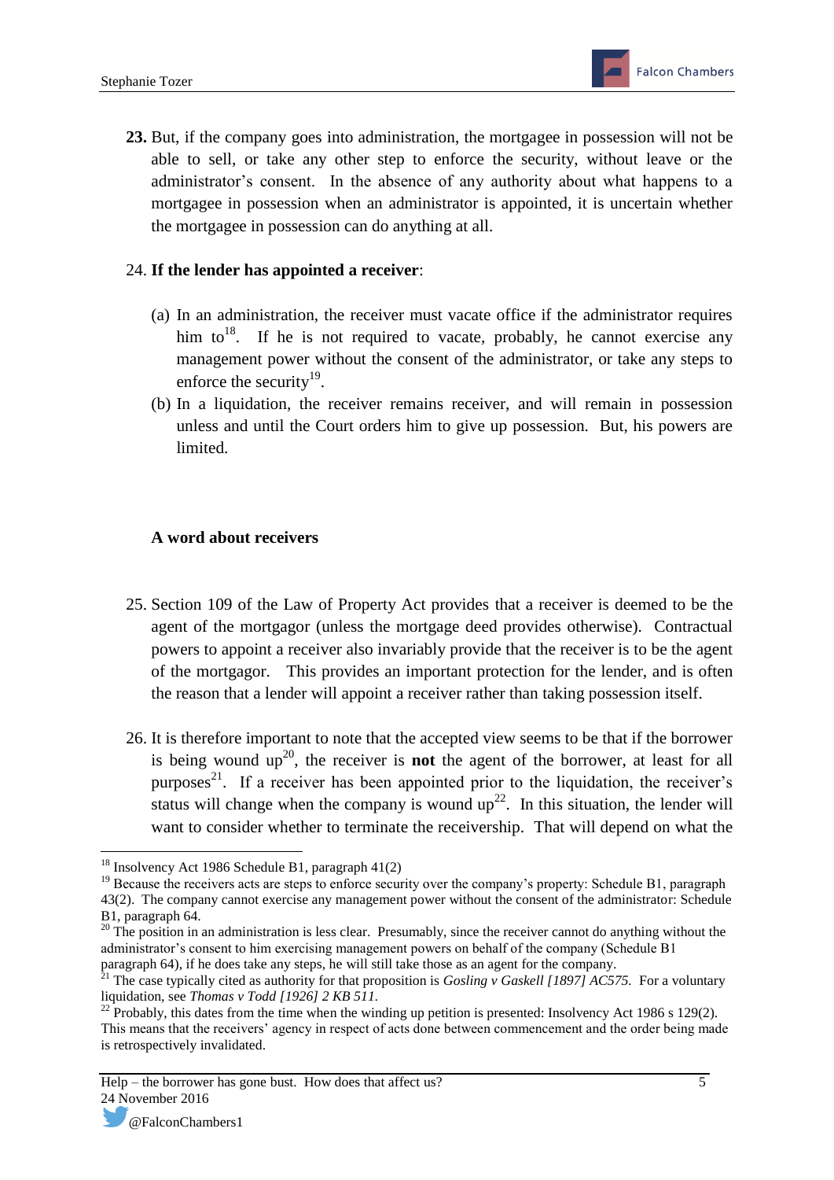**23.** But, if the company goes into administration, the mortgagee in possession will not be able to sell, or take any other step to enforce the security, without leave or the administrator's consent. In the absence of any authority about what happens to a mortgagee in possession when an administrator is appointed, it is uncertain whether the mortgagee in possession can do anything at all.

24. **If the lender has appointed a receiver**:

   (a) In an administration, the receiver must vacate office if the administrator requires him to[18]. If he is not required to vacate, probably, he cannot exercise any management power without the consent of the administrator, or take any steps to enforce the security[19].

   (b) In a liquidation, the receiver remains receiver, and will remain in possession unless and until the Court orders him to give up possession. But, his powers are limited.

### A word about receivers

25. Section 109 of the Law of Property Act provides that a receiver is deemed to be the agent of the mortgagor (unless the mortgage deed provides otherwise). Contractual powers to appoint a receiver also invariably provide that the receiver is to be the agent of the mortgagor. This provides an important protection for the lender, and is often the reason that a lender will appoint a receiver rather than taking possession itself.

26. It is therefore important to note that the accepted view seems to be that if the borrower is being wound up[20], the receiver is **not** the agent of the borrower, at least for all purposes[21]. If a receiver has been appointed prior to the liquidation, the receiver's status will change when the company is wound up[22]. In this situation, the lender will want to consider whether to terminate the receivership. That will depend on what the

---

[18] Insolvency Act 1986 Schedule B1, paragraph 41(2)

[19] Because the receivers acts are steps to enforce security over the company's property: Schedule B1, paragraph 43(2). The company cannot exercise any management power without the consent of the administrator: Schedule B1, paragraph 64.

[20] The position in an administration is less clear. Presumably, since the receiver cannot do anything without the administrator's consent to him exercising management powers on behalf of the company (Schedule B1 paragraph 64), if he does take any steps, he will still take those as an agent for the company.

[21] The case typically cited as authority for that proposition is *Gosling v Gaskell [1897] AC575*. For a voluntary liquidation, see *Thomas v Todd [1926] 2 KB 511*.

[22] Probably, this dates from the time when the winding up petition is presented: Insolvency Act 1986 s 129(2). This means that the receivers' agency in respect of acts done between commencement and the order being made is retrospectively invalidated.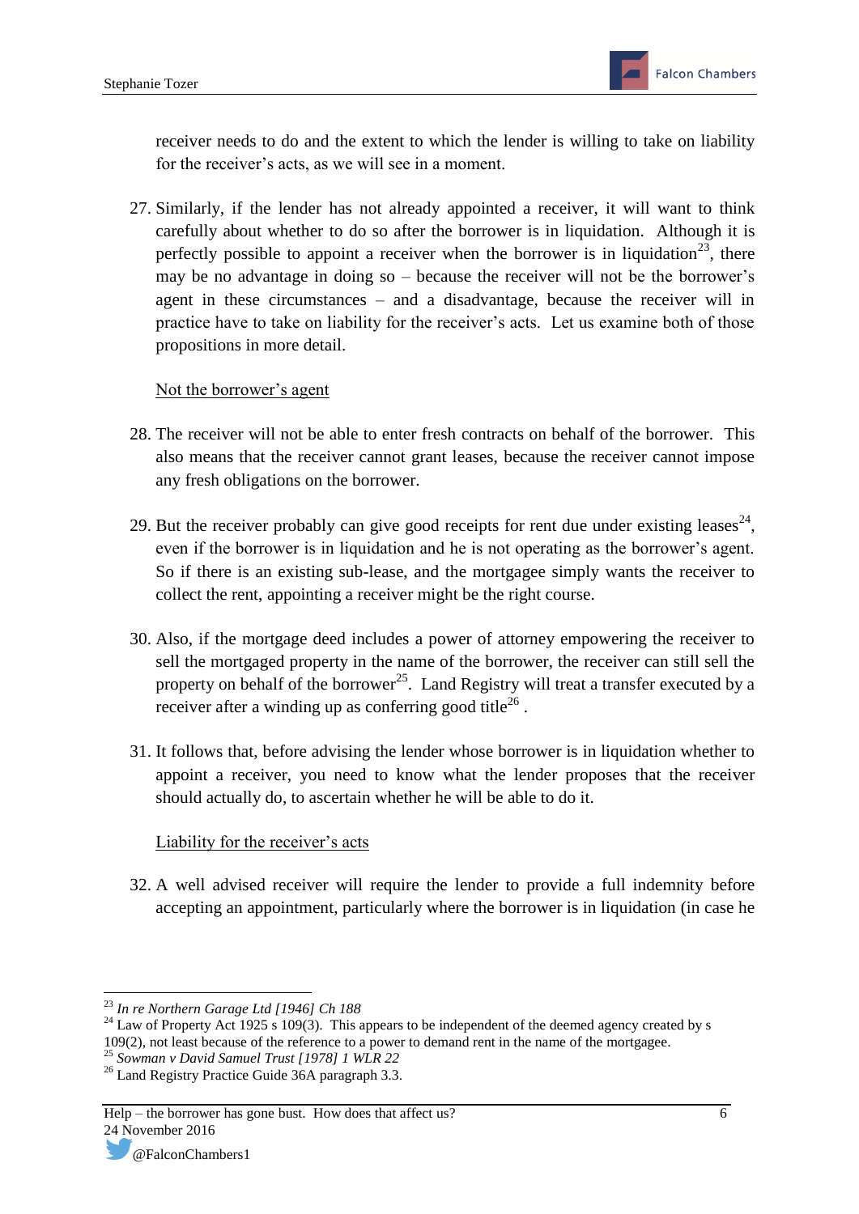receiver needs to do and the extent to which the lender is willing to take on liability for the receiver's acts, as we will see in a moment.

27. Similarly, if the lender has not already appointed a receiver, it will want to think carefully about whether to do so after the borrower is in liquidation. Although it is perfectly possible to appoint a receiver when the borrower is in liquidation[23], there may be no advantage in doing so – because the receiver will not be the borrower's agent in these circumstances – and a disadvantage, because the receiver will in practice have to take on liability for the receiver's acts. Let us examine both of those propositions in more detail.

<u>Not the borrower's agent</u>

28. The receiver will not be able to enter fresh contracts on behalf of the borrower. This also means that the receiver cannot grant leases, because the receiver cannot impose any fresh obligations on the borrower.

29. But the receiver probably can give good receipts for rent due under existing leases[24], even if the borrower is in liquidation and he is not operating as the borrower's agent. So if there is an existing sub-lease, and the mortgagee simply wants the receiver to collect the rent, appointing a receiver might be the right course.

30. Also, if the mortgage deed includes a power of attorney empowering the receiver to sell the mortgaged property in the name of the borrower, the receiver can still sell the property on behalf of the borrower[25]. Land Registry will treat a transfer executed by a receiver after a winding up as conferring good title[26].

31. It follows that, before advising the lender whose borrower is in liquidation whether to appoint a receiver, you need to know what the lender proposes that the receiver should actually do, to ascertain whether he will be able to do it.

<u>Liability for the receiver's acts</u>

32. A well advised receiver will require the lender to provide a full indemnity before accepting an appointment, particularly where the borrower is in liquidation (in case he

---

[23] *In re Northern Garage Ltd [1946] Ch 188*

[24] Law of Property Act 1925 s 109(3). This appears to be independent of the deemed agency created by s 109(2), not least because of the reference to a power to demand rent in the name of the mortgagee.

[25] *Sowman v David Samuel Trust [1978] 1 WLR 22*

[26] Land Registry Practice Guide 36A paragraph 3.3.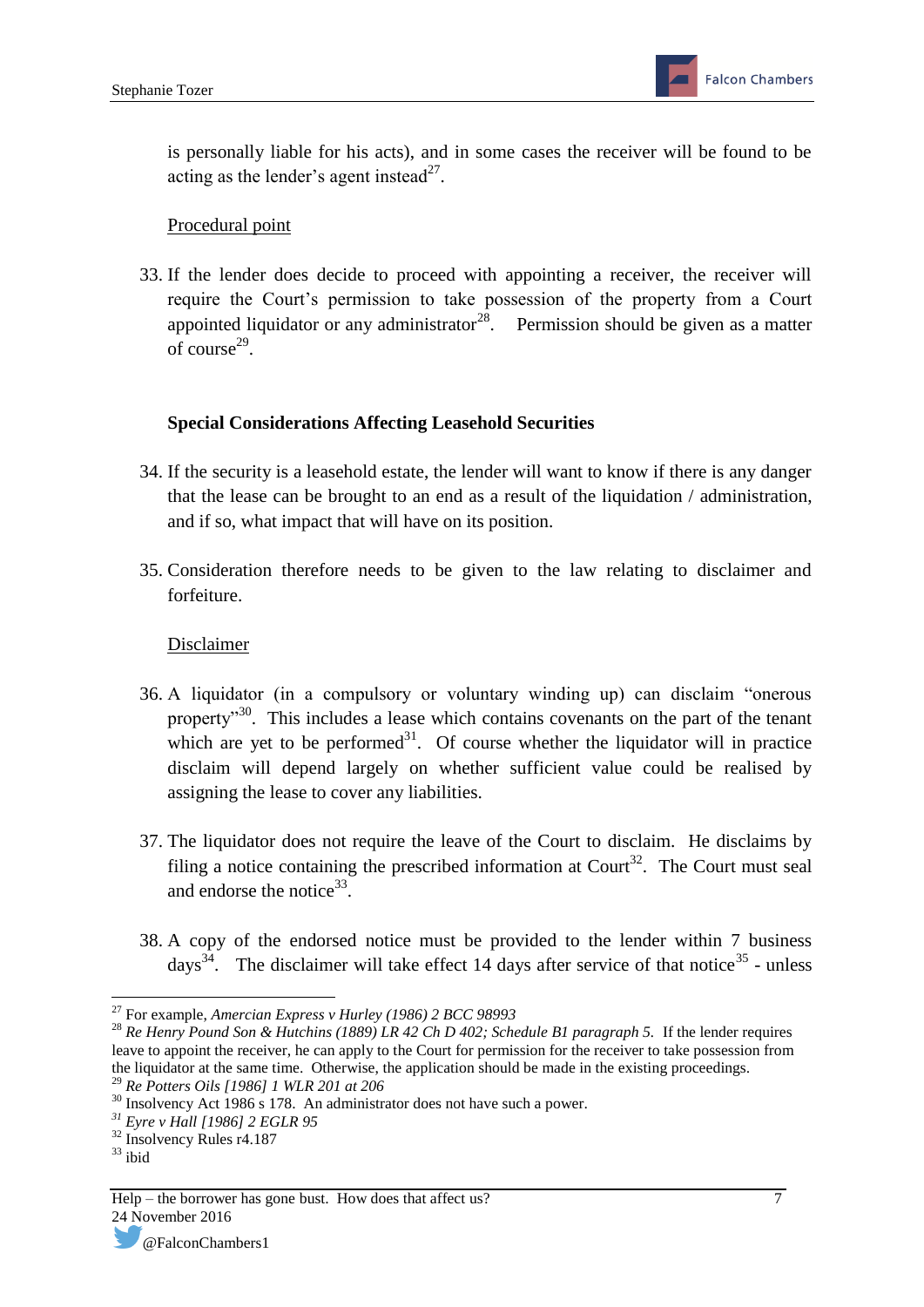is personally liable for his acts), and in some cases the receiver will be found to be acting as the lender's agent instead[27].

Procedural point

33. If the lender does decide to proceed with appointing a receiver, the receiver will require the Court's permission to take possession of the property from a Court appointed liquidator or any administrator[28]. Permission should be given as a matter of course[29].

**Special Considerations Affecting Leasehold Securities**

34. If the security is a leasehold estate, the lender will want to know if there is any danger that the lease can be brought to an end as a result of the liquidation / administration, and if so, what impact that will have on its position.

35. Consideration therefore needs to be given to the law relating to disclaimer and forfeiture.

Disclaimer

36. A liquidator (in a compulsory or voluntary winding up) can disclaim "onerous property"[30]. This includes a lease which contains covenants on the part of the tenant which are yet to be performed[31]. Of course whether the liquidator will in practice disclaim will depend largely on whether sufficient value could be realised by assigning the lease to cover any liabilities.

37. The liquidator does not require the leave of the Court to disclaim. He disclaims by filing a notice containing the prescribed information at Court[32]. The Court must seal and endorse the notice[33].

38. A copy of the endorsed notice must be provided to the lender within 7 business days[34]. The disclaimer will take effect 14 days after service of that notice[35] - unless

---

[27] For example, *Amercian Express v Hurley (1986) 2 BCC 98993*

[28] *Re Henry Pound Son & Hutchins (1889) LR 42 Ch D 402; Schedule B1 paragraph 5.* If the lender requires leave to appoint the receiver, he can apply to the Court for permission for the receiver to take possession from the liquidator at the same time. Otherwise, the application should be made in the existing proceedings.

[29] *Re Potters Oils [1986] 1 WLR 201 at 206*

[30] Insolvency Act 1986 s 178. An administrator does not have such a power.

[31] *Eyre v Hall [1986] 2 EGLR 95*

[32] Insolvency Rules r4.187

[33] ibid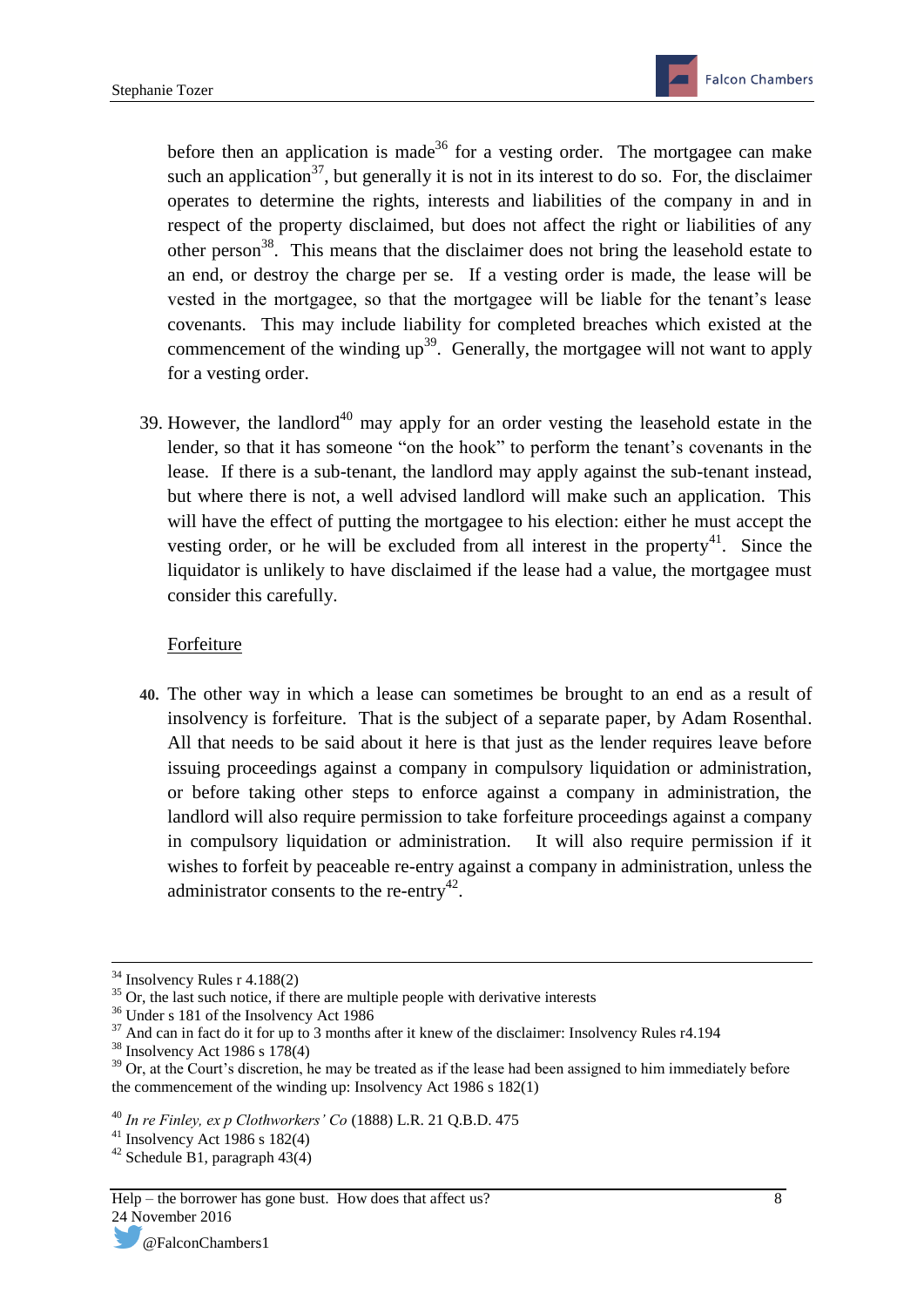before then an application is made[36] for a vesting order. The mortgagee can make such an application[37], but generally it is not in its interest to do so. For, the disclaimer operates to determine the rights, interests and liabilities of the company in and in respect of the property disclaimed, but does not affect the right or liabilities of any other person[38]. This means that the disclaimer does not bring the leasehold estate to an end, or destroy the charge per se. If a vesting order is made, the lease will be vested in the mortgagee, so that the mortgagee will be liable for the tenant's lease covenants. This may include liability for completed breaches which existed at the commencement of the winding up[39]. Generally, the mortgagee will not want to apply for a vesting order.

39. However, the landlord[40] may apply for an order vesting the leasehold estate in the lender, so that it has someone "on the hook" to perform the tenant's covenants in the lease. If there is a sub-tenant, the landlord may apply against the sub-tenant instead, but where there is not, a well advised landlord will make such an application. This will have the effect of putting the mortgagee to his election: either he must accept the vesting order, or he will be excluded from all interest in the property[41]. Since the liquidator is unlikely to have disclaimed if the lease had a value, the mortgagee must consider this carefully.

Forfeiture

40. The other way in which a lease can sometimes be brought to an end as a result of insolvency is forfeiture. That is the subject of a separate paper, by Adam Rosenthal. All that needs to be said about it here is that just as the lender requires leave before issuing proceedings against a company in compulsory liquidation or administration, or before taking other steps to enforce against a company in administration, the landlord will also require permission to take forfeiture proceedings against a company in compulsory liquidation or administration. It will also require permission if it wishes to forfeit by peaceable re-entry against a company in administration, unless the administrator consents to the re-entry[42].

---

[34] Insolvency Rules r 4.188(2)
[35] Or, the last such notice, if there are multiple people with derivative interests
[36] Under s 181 of the Insolvency Act 1986
[37] And can in fact do it for up to 3 months after it knew of the disclaimer: Insolvency Rules r4.194
[38] Insolvency Act 1986 s 178(4)
[39] Or, at the Court's discretion, he may be treated as if the lease had been assigned to him immediately before the commencement of the winding up: Insolvency Act 1986 s 182(1)
[40] *In re Finley, ex p Clothworkers' Co* (1888) L.R. 21 Q.B.D. 475
[41] Insolvency Act 1986 s 182(4)
[42] Schedule B1, paragraph 43(4)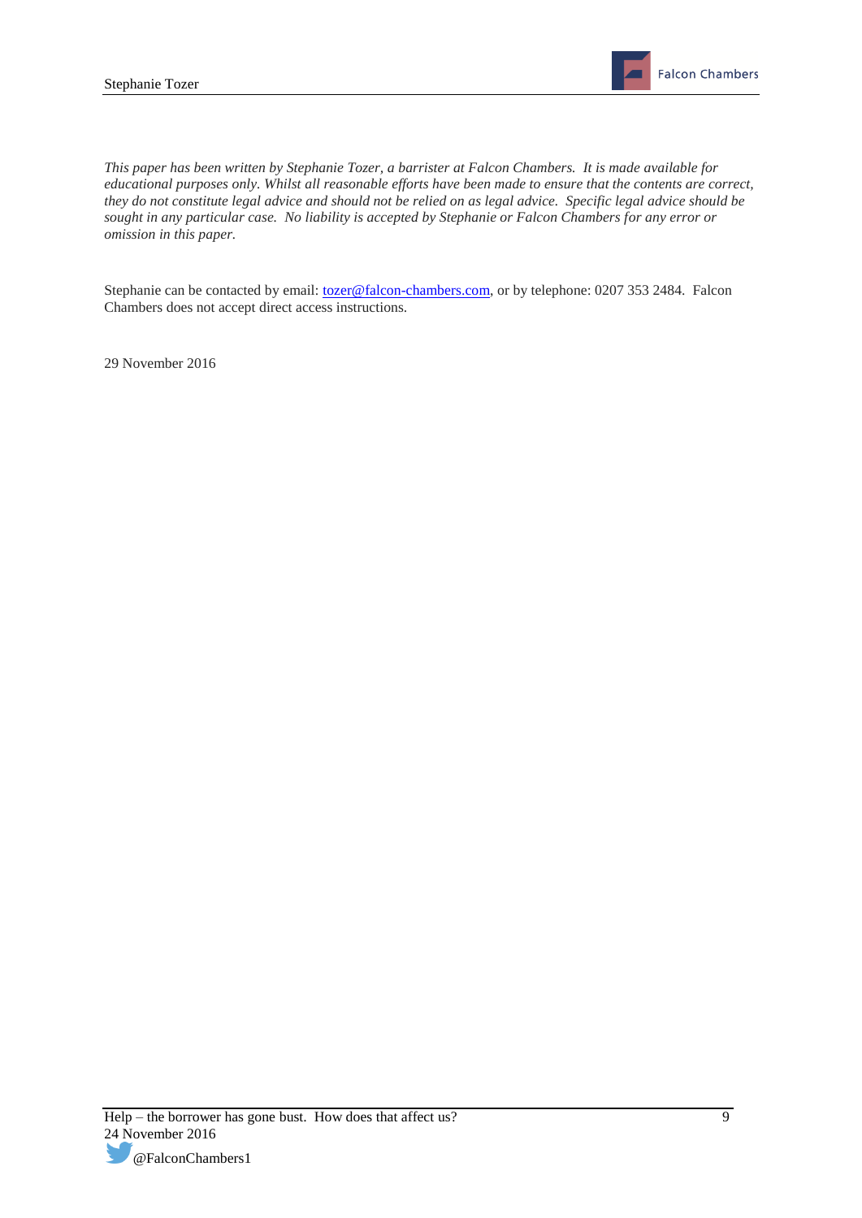*This paper has been written by Stephanie Tozer, a barrister at Falcon Chambers. It is made available for educational purposes only. Whilst all reasonable efforts have been made to ensure that the contents are correct, they do not constitute legal advice and should not be relied on as legal advice. Specific legal advice should be sought in any particular case. No liability is accepted by Stephanie or Falcon Chambers for any error or omission in this paper.*

Stephanie can be contacted by email: tozer@falcon-chambers.com, or by telephone: 0207 353 2484. Falcon Chambers does not accept direct access instructions.

29 November 2016